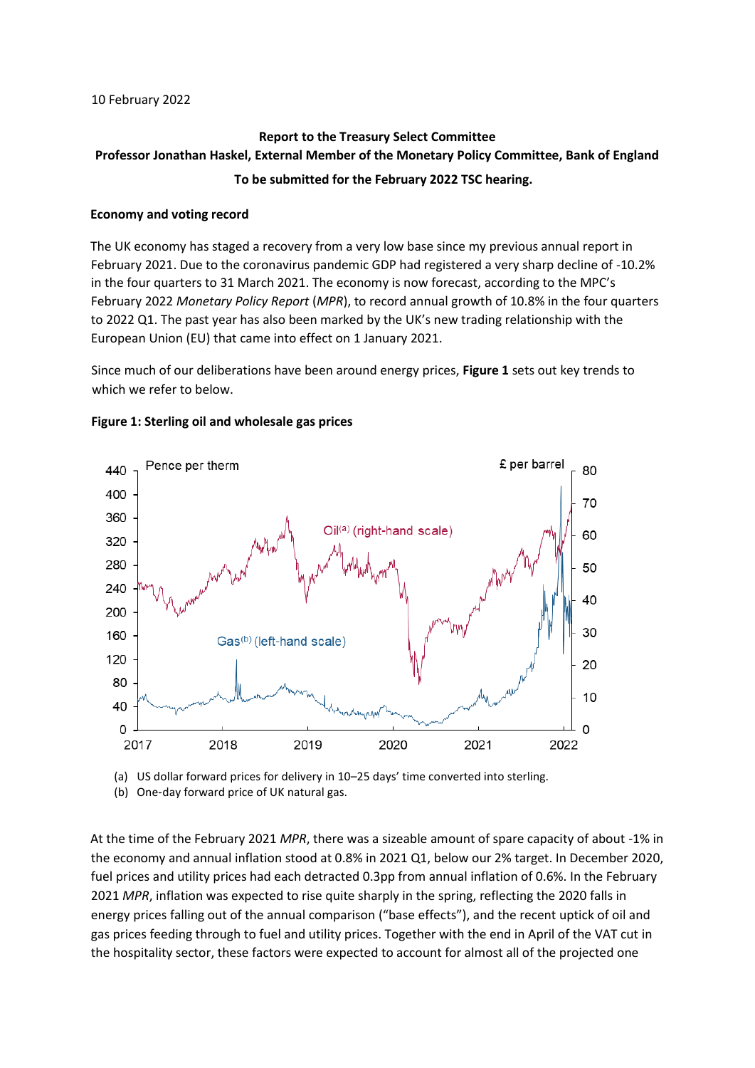10 February 2022

**Report to the Treasury Select Committee**

**Professor Jonathan Haskel, External Member of the Monetary Policy Committee, Bank of England**

**To be submitted for the February 2022 TSC hearing.**

**Economy and voting record**

The UK economy has staged a recovery from a very low base since my previous annual report in February 2021. Due to the coronavirus pandemic GDP had registered a very sharp decline of -10.2% in the four quarters to 31 March 2021. The economy is now forecast, according to the MPC's February 2022 *Monetary Policy Report* (*MPR*), to record annual growth of 10.8% in the four quarters to 2022 Q1. The past year has also been marked by the UK's new trading relationship with the European Union (EU) that came into effect on 1 January 2021.

Since much of our deliberations have been around energy prices, **Figure 1** sets out key trends to which we refer to below.

**Figure 1: Sterling oil and wholesale gas prices**

(a) US dollar forward prices for delivery in 10–25 days' time converted into sterling.
(b) One-day forward price of UK natural gas.

At the time of the February 2021 *MPR*, there was a sizeable amount of spare capacity of about -1% in the economy and annual inflation stood at 0.8% in 2021 Q1, below our 2% target. In December 2020, fuel prices and utility prices had each detracted 0.3pp from annual inflation of 0.6%. In the February 2021 *MPR*, inflation was expected to rise quite sharply in the spring, reflecting the 2020 falls in energy prices falling out of the annual comparison ("base effects"), and the recent uptick of oil and gas prices feeding through to fuel and utility prices. Together with the end in April of the VAT cut in the hospitality sector, these factors were expected to account for almost all of the projected one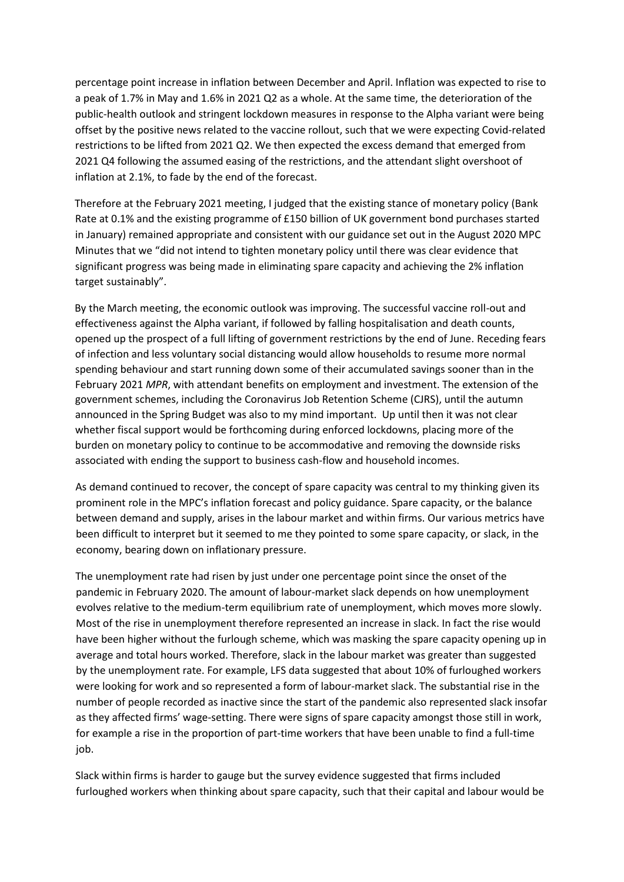percentage point increase in inflation between December and April. Inflation was expected to rise to a peak of 1.7% in May and 1.6% in 2021 Q2 as a whole. At the same time, the deterioration of the public-health outlook and stringent lockdown measures in response to the Alpha variant were being offset by the positive news related to the vaccine rollout, such that we were expecting Covid-related restrictions to be lifted from 2021 Q2. We then expected the excess demand that emerged from 2021 Q4 following the assumed easing of the restrictions, and the attendant slight overshoot of inflation at 2.1%, to fade by the end of the forecast.

Therefore at the February 2021 meeting, I judged that the existing stance of monetary policy (Bank Rate at 0.1% and the existing programme of £150 billion of UK government bond purchases started in January) remained appropriate and consistent with our guidance set out in the August 2020 MPC Minutes that we "did not intend to tighten monetary policy until there was clear evidence that significant progress was being made in eliminating spare capacity and achieving the 2% inflation target sustainably".

By the March meeting, the economic outlook was improving. The successful vaccine roll-out and effectiveness against the Alpha variant, if followed by falling hospitalisation and death counts, opened up the prospect of a full lifting of government restrictions by the end of June. Receding fears of infection and less voluntary social distancing would allow households to resume more normal spending behaviour and start running down some of their accumulated savings sooner than in the February 2021 *MPR*, with attendant benefits on employment and investment. The extension of the government schemes, including the Coronavirus Job Retention Scheme (CJRS), until the autumn announced in the Spring Budget was also to my mind important. Up until then it was not clear whether fiscal support would be forthcoming during enforced lockdowns, placing more of the burden on monetary policy to continue to be accommodative and removing the downside risks associated with ending the support to business cash-flow and household incomes.

As demand continued to recover, the concept of spare capacity was central to my thinking given its prominent role in the MPC's inflation forecast and policy guidance. Spare capacity, or the balance between demand and supply, arises in the labour market and within firms. Our various metrics have been difficult to interpret but it seemed to me they pointed to some spare capacity, or slack, in the economy, bearing down on inflationary pressure.

The unemployment rate had risen by just under one percentage point since the onset of the pandemic in February 2020. The amount of labour-market slack depends on how unemployment evolves relative to the medium-term equilibrium rate of unemployment, which moves more slowly. Most of the rise in unemployment therefore represented an increase in slack. In fact the rise would have been higher without the furlough scheme, which was masking the spare capacity opening up in average and total hours worked. Therefore, slack in the labour market was greater than suggested by the unemployment rate. For example, LFS data suggested that about 10% of furloughed workers were looking for work and so represented a form of labour-market slack. The substantial rise in the number of people recorded as inactive since the start of the pandemic also represented slack insofar as they affected firms' wage-setting. There were signs of spare capacity amongst those still in work, for example a rise in the proportion of part-time workers that have been unable to find a full-time job.

Slack within firms is harder to gauge but the survey evidence suggested that firms included furloughed workers when thinking about spare capacity, such that their capital and labour would be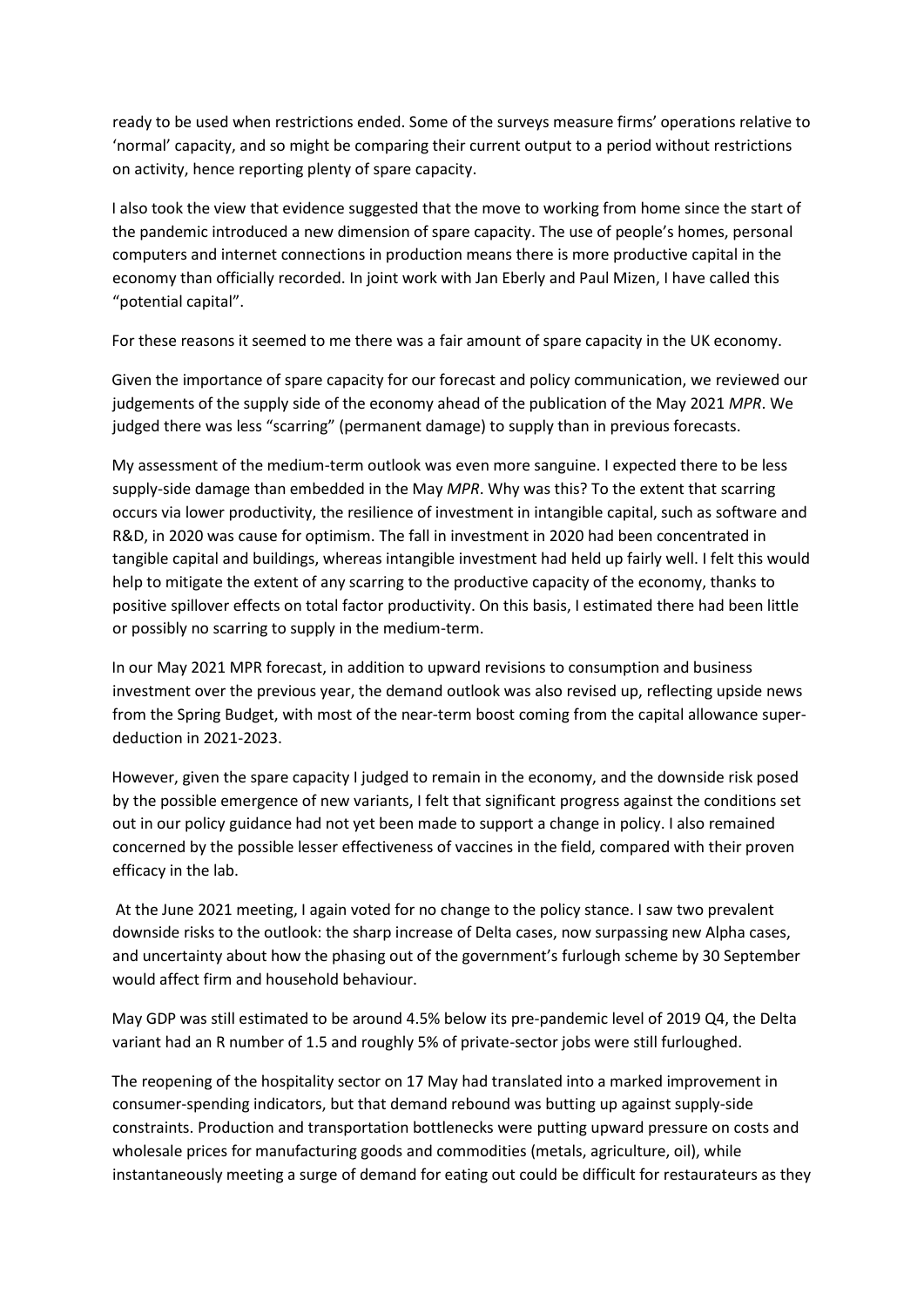ready to be used when restrictions ended. Some of the surveys measure firms' operations relative to 'normal' capacity, and so might be comparing their current output to a period without restrictions on activity, hence reporting plenty of spare capacity.

I also took the view that evidence suggested that the move to working from home since the start of the pandemic introduced a new dimension of spare capacity. The use of people's homes, personal computers and internet connections in production means there is more productive capital in the economy than officially recorded. In joint work with Jan Eberly and Paul Mizen, I have called this "potential capital".

For these reasons it seemed to me there was a fair amount of spare capacity in the UK economy.

Given the importance of spare capacity for our forecast and policy communication, we reviewed our judgements of the supply side of the economy ahead of the publication of the May 2021 *MPR*. We judged there was less "scarring" (permanent damage) to supply than in previous forecasts.

My assessment of the medium-term outlook was even more sanguine. I expected there to be less supply-side damage than embedded in the May *MPR*. Why was this? To the extent that scarring occurs via lower productivity, the resilience of investment in intangible capital, such as software and R&D, in 2020 was cause for optimism. The fall in investment in 2020 had been concentrated in tangible capital and buildings, whereas intangible investment had held up fairly well. I felt this would help to mitigate the extent of any scarring to the productive capacity of the economy, thanks to positive spillover effects on total factor productivity. On this basis, I estimated there had been little or possibly no scarring to supply in the medium-term.

In our May 2021 MPR forecast, in addition to upward revisions to consumption and business investment over the previous year, the demand outlook was also revised up, reflecting upside news from the Spring Budget, with most of the near-term boost coming from the capital allowance super-deduction in 2021-2023.

However, given the spare capacity I judged to remain in the economy, and the downside risk posed by the possible emergence of new variants, I felt that significant progress against the conditions set out in our policy guidance had not yet been made to support a change in policy. I also remained concerned by the possible lesser effectiveness of vaccines in the field, compared with their proven efficacy in the lab.

At the June 2021 meeting, I again voted for no change to the policy stance. I saw two prevalent downside risks to the outlook: the sharp increase of Delta cases, now surpassing new Alpha cases, and uncertainty about how the phasing out of the government's furlough scheme by 30 September would affect firm and household behaviour.

May GDP was still estimated to be around 4.5% below its pre-pandemic level of 2019 Q4, the Delta variant had an R number of 1.5 and roughly 5% of private-sector jobs were still furloughed.

The reopening of the hospitality sector on 17 May had translated into a marked improvement in consumer-spending indicators, but that demand rebound was butting up against supply-side constraints. Production and transportation bottlenecks were putting upward pressure on costs and wholesale prices for manufacturing goods and commodities (metals, agriculture, oil), while instantaneously meeting a surge of demand for eating out could be difficult for restaurateurs as they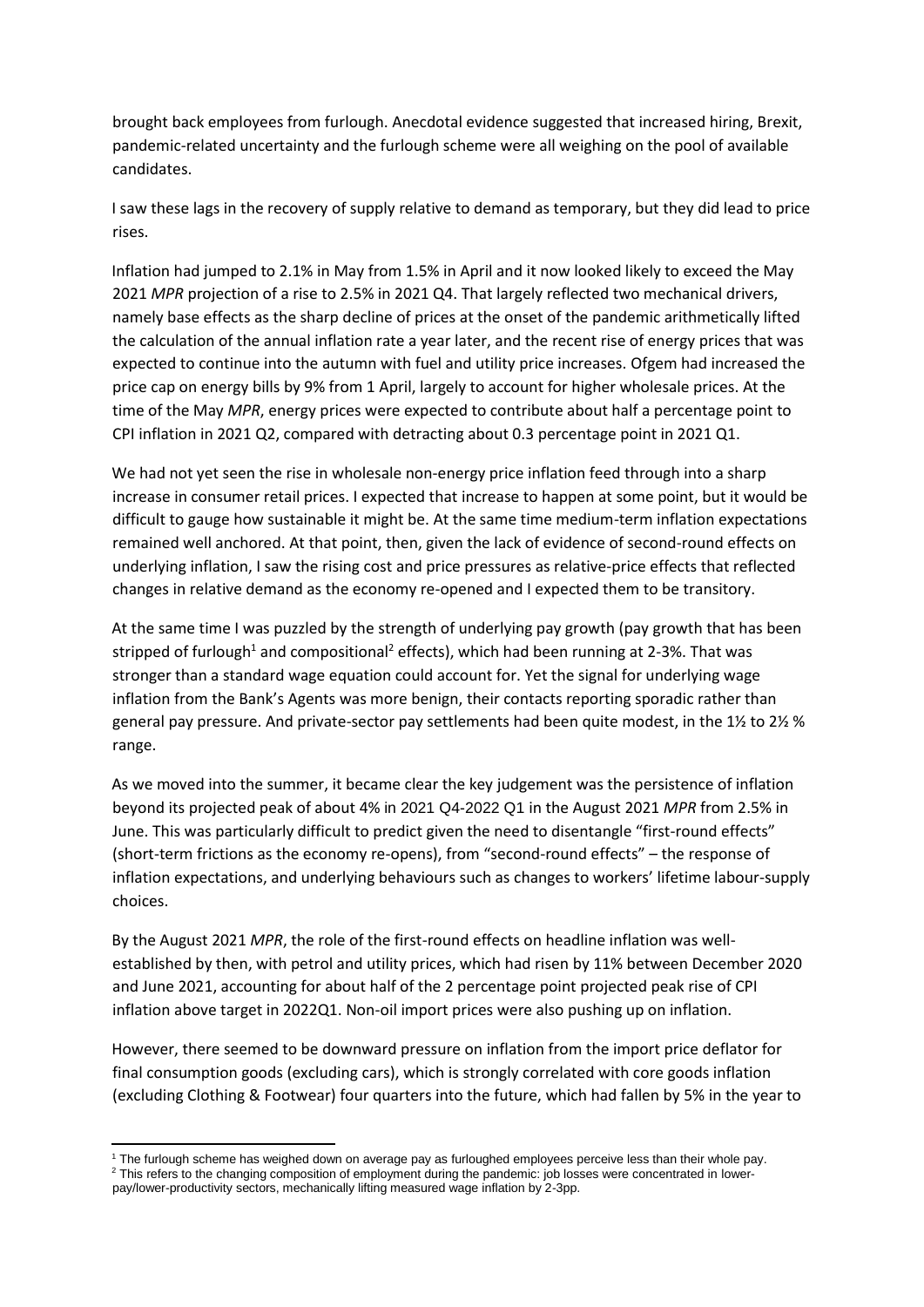brought back employees from furlough. Anecdotal evidence suggested that increased hiring, Brexit, pandemic-related uncertainty and the furlough scheme were all weighing on the pool of available candidates.

I saw these lags in the recovery of supply relative to demand as temporary, but they did lead to price rises.

Inflation had jumped to 2.1% in May from 1.5% in April and it now looked likely to exceed the May 2021 *MPR* projection of a rise to 2.5% in 2021 Q4. That largely reflected two mechanical drivers, namely base effects as the sharp decline of prices at the onset of the pandemic arithmetically lifted the calculation of the annual inflation rate a year later, and the recent rise of energy prices that was expected to continue into the autumn with fuel and utility price increases. Ofgem had increased the price cap on energy bills by 9% from 1 April, largely to account for higher wholesale prices. At the time of the May *MPR*, energy prices were expected to contribute about half a percentage point to CPI inflation in 2021 Q2, compared with detracting about 0.3 percentage point in 2021 Q1.

We had not yet seen the rise in wholesale non-energy price inflation feed through into a sharp increase in consumer retail prices. I expected that increase to happen at some point, but it would be difficult to gauge how sustainable it might be. At the same time medium-term inflation expectations remained well anchored. At that point, then, given the lack of evidence of second-round effects on underlying inflation, I saw the rising cost and price pressures as relative-price effects that reflected changes in relative demand as the economy re-opened and I expected them to be transitory.

At the same time I was puzzled by the strength of underlying pay growth (pay growth that has been stripped of furlough[1] and compositional[2] effects), which had been running at 2-3%. That was stronger than a standard wage equation could account for. Yet the signal for underlying wage inflation from the Bank's Agents was more benign, their contacts reporting sporadic rather than general pay pressure. And private-sector pay settlements had been quite modest, in the 1½ to 2½ % range.

As we moved into the summer, it became clear the key judgement was the persistence of inflation beyond its projected peak of about 4% in 2021 Q4-2022 Q1 in the August 2021 *MPR* from 2.5% in June. This was particularly difficult to predict given the need to disentangle "first-round effects" (short-term frictions as the economy re-opens), from "second-round effects" – the response of inflation expectations, and underlying behaviours such as changes to workers' lifetime labour-supply choices.

By the August 2021 *MPR*, the role of the first-round effects on headline inflation was well-established by then, with petrol and utility prices, which had risen by 11% between December 2020 and June 2021, accounting for about half of the 2 percentage point projected peak rise of CPI inflation above target in 2022Q1. Non-oil import prices were also pushing up on inflation.

However, there seemed to be downward pressure on inflation from the import price deflator for final consumption goods (excluding cars), which is strongly correlated with core goods inflation (excluding Clothing & Footwear) four quarters into the future, which had fallen by 5% in the year to

[1] The furlough scheme has weighed down on average pay as furloughed employees perceive less than their whole pay.

[2] This refers to the changing composition of employment during the pandemic: job losses were concentrated in lower-pay/lower-productivity sectors, mechanically lifting measured wage inflation by 2-3pp.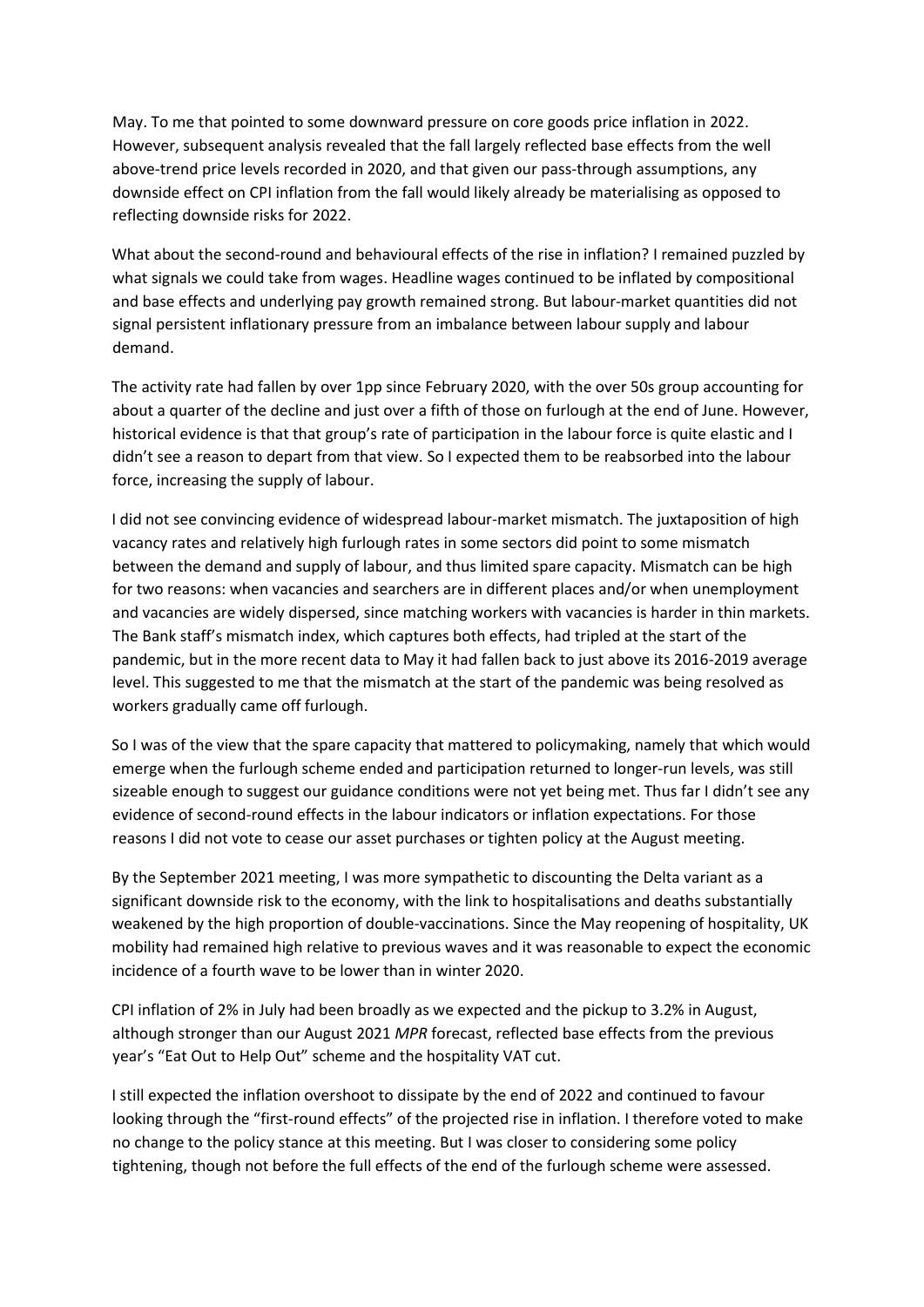May. To me that pointed to some downward pressure on core goods price inflation in 2022. However, subsequent analysis revealed that the fall largely reflected base effects from the well above-trend price levels recorded in 2020, and that given our pass-through assumptions, any downside effect on CPI inflation from the fall would likely already be materialising as opposed to reflecting downside risks for 2022.

What about the second-round and behavioural effects of the rise in inflation? I remained puzzled by what signals we could take from wages. Headline wages continued to be inflated by compositional and base effects and underlying pay growth remained strong. But labour-market quantities did not signal persistent inflationary pressure from an imbalance between labour supply and labour demand.

The activity rate had fallen by over 1pp since February 2020, with the over 50s group accounting for about a quarter of the decline and just over a fifth of those on furlough at the end of June. However, historical evidence is that that group's rate of participation in the labour force is quite elastic and I didn't see a reason to depart from that view. So I expected them to be reabsorbed into the labour force, increasing the supply of labour.

I did not see convincing evidence of widespread labour-market mismatch. The juxtaposition of high vacancy rates and relatively high furlough rates in some sectors did point to some mismatch between the demand and supply of labour, and thus limited spare capacity. Mismatch can be high for two reasons: when vacancies and searchers are in different places and/or when unemployment and vacancies are widely dispersed, since matching workers with vacancies is harder in thin markets. The Bank staff's mismatch index, which captures both effects, had tripled at the start of the pandemic, but in the more recent data to May it had fallen back to just above its 2016-2019 average level. This suggested to me that the mismatch at the start of the pandemic was being resolved as workers gradually came off furlough.

So I was of the view that the spare capacity that mattered to policymaking, namely that which would emerge when the furlough scheme ended and participation returned to longer-run levels, was still sizeable enough to suggest our guidance conditions were not yet being met. Thus far I didn't see any evidence of second-round effects in the labour indicators or inflation expectations. For those reasons I did not vote to cease our asset purchases or tighten policy at the August meeting.

By the September 2021 meeting, I was more sympathetic to discounting the Delta variant as a significant downside risk to the economy, with the link to hospitalisations and deaths substantially weakened by the high proportion of double-vaccinations. Since the May reopening of hospitality, UK mobility had remained high relative to previous waves and it was reasonable to expect the economic incidence of a fourth wave to be lower than in winter 2020.

CPI inflation of 2% in July had been broadly as we expected and the pickup to 3.2% in August, although stronger than our August 2021 *MPR* forecast, reflected base effects from the previous year's "Eat Out to Help Out" scheme and the hospitality VAT cut.

I still expected the inflation overshoot to dissipate by the end of 2022 and continued to favour looking through the "first-round effects" of the projected rise in inflation. I therefore voted to make no change to the policy stance at this meeting. But I was closer to considering some policy tightening, though not before the full effects of the end of the furlough scheme were assessed.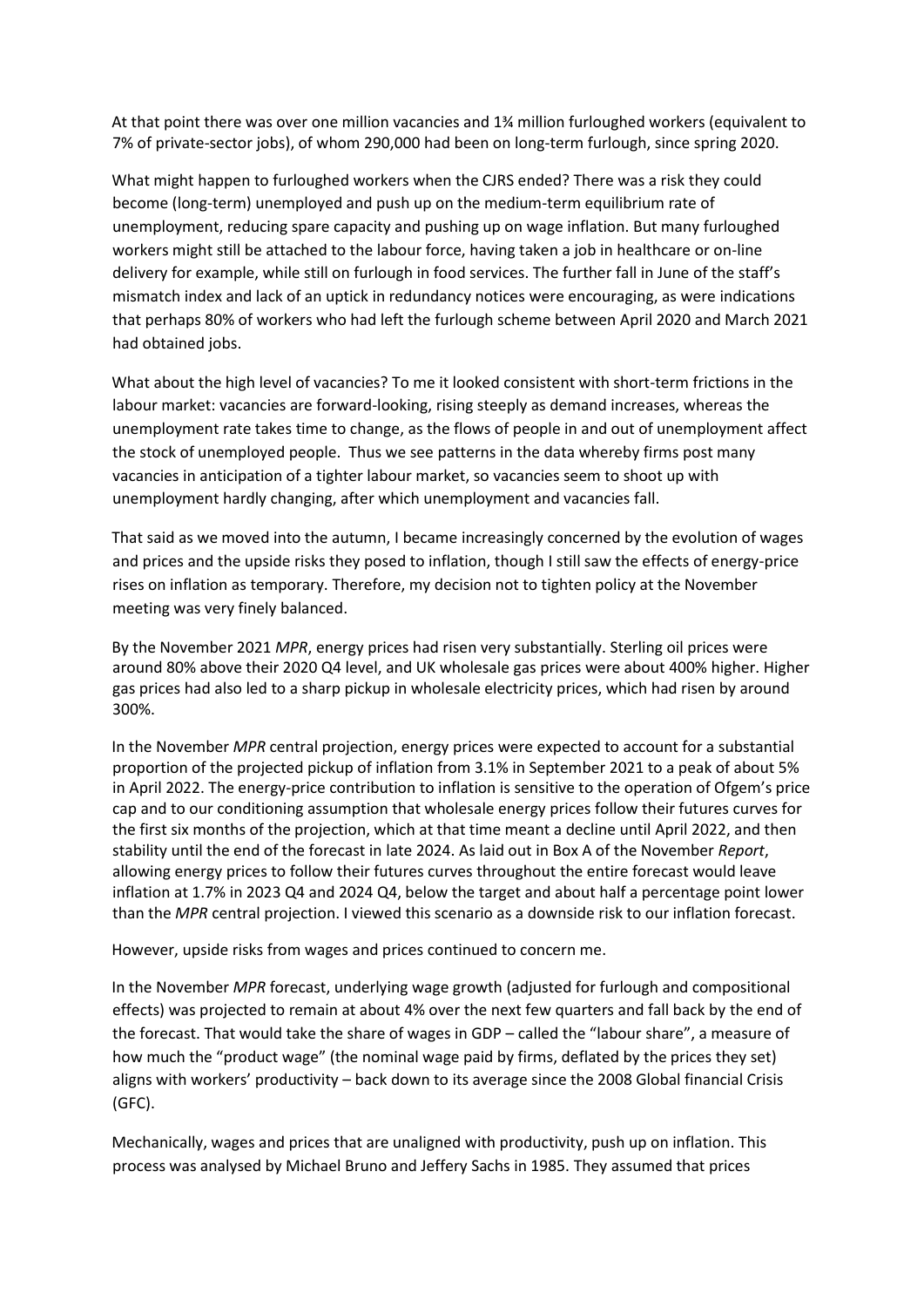At that point there was over one million vacancies and 1¾ million furloughed workers (equivalent to 7% of private-sector jobs), of whom 290,000 had been on long-term furlough, since spring 2020.

What might happen to furloughed workers when the CJRS ended? There was a risk they could become (long-term) unemployed and push up on the medium-term equilibrium rate of unemployment, reducing spare capacity and pushing up on wage inflation. But many furloughed workers might still be attached to the labour force, having taken a job in healthcare or on-line delivery for example, while still on furlough in food services. The further fall in June of the staff's mismatch index and lack of an uptick in redundancy notices were encouraging, as were indications that perhaps 80% of workers who had left the furlough scheme between April 2020 and March 2021 had obtained jobs.

What about the high level of vacancies? To me it looked consistent with short-term frictions in the labour market: vacancies are forward-looking, rising steeply as demand increases, whereas the unemployment rate takes time to change, as the flows of people in and out of unemployment affect the stock of unemployed people. Thus we see patterns in the data whereby firms post many vacancies in anticipation of a tighter labour market, so vacancies seem to shoot up with unemployment hardly changing, after which unemployment and vacancies fall.

That said as we moved into the autumn, I became increasingly concerned by the evolution of wages and prices and the upside risks they posed to inflation, though I still saw the effects of energy-price rises on inflation as temporary. Therefore, my decision not to tighten policy at the November meeting was very finely balanced.

By the November 2021 *MPR*, energy prices had risen very substantially. Sterling oil prices were around 80% above their 2020 Q4 level, and UK wholesale gas prices were about 400% higher. Higher gas prices had also led to a sharp pickup in wholesale electricity prices, which had risen by around 300%.

In the November *MPR* central projection, energy prices were expected to account for a substantial proportion of the projected pickup of inflation from 3.1% in September 2021 to a peak of about 5% in April 2022. The energy-price contribution to inflation is sensitive to the operation of Ofgem's price cap and to our conditioning assumption that wholesale energy prices follow their futures curves for the first six months of the projection, which at that time meant a decline until April 2022, and then stability until the end of the forecast in late 2024. As laid out in Box A of the November *Report*, allowing energy prices to follow their futures curves throughout the entire forecast would leave inflation at 1.7% in 2023 Q4 and 2024 Q4, below the target and about half a percentage point lower than the *MPR* central projection. I viewed this scenario as a downside risk to our inflation forecast.

However, upside risks from wages and prices continued to concern me.

In the November *MPR* forecast, underlying wage growth (adjusted for furlough and compositional effects) was projected to remain at about 4% over the next few quarters and fall back by the end of the forecast. That would take the share of wages in GDP – called the "labour share", a measure of how much the "product wage" (the nominal wage paid by firms, deflated by the prices they set) aligns with workers' productivity – back down to its average since the 2008 Global financial Crisis (GFC).

Mechanically, wages and prices that are unaligned with productivity, push up on inflation. This process was analysed by Michael Bruno and Jeffery Sachs in 1985. They assumed that prices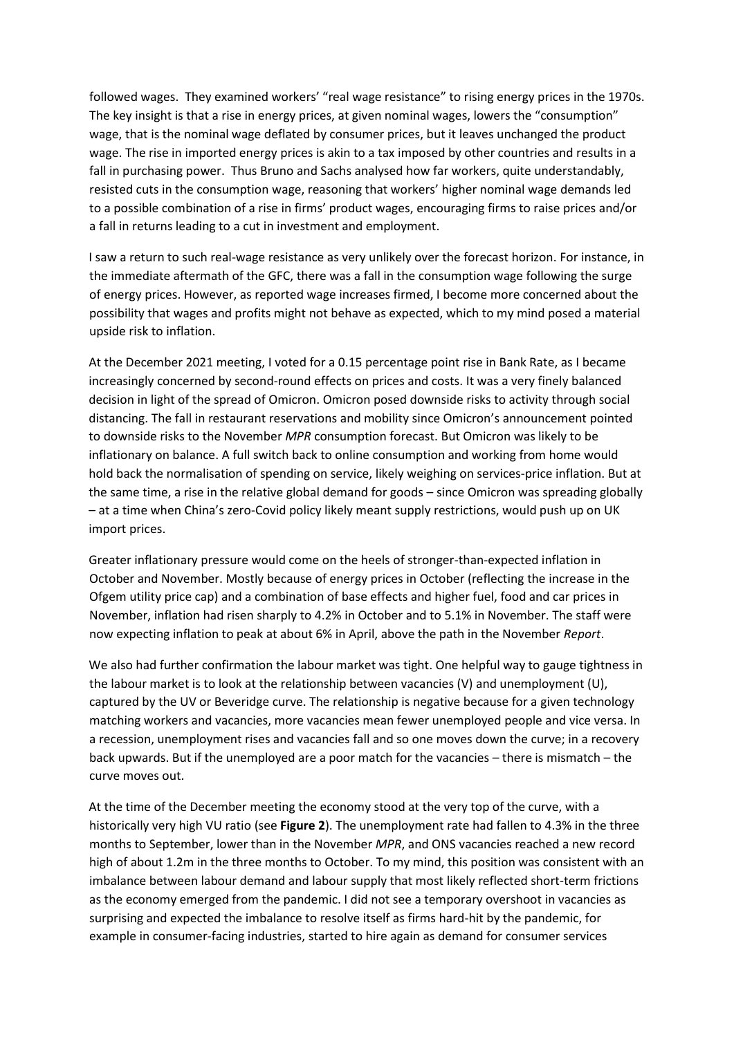followed wages. They examined workers' "real wage resistance" to rising energy prices in the 1970s. The key insight is that a rise in energy prices, at given nominal wages, lowers the "consumption" wage, that is the nominal wage deflated by consumer prices, but it leaves unchanged the product wage. The rise in imported energy prices is akin to a tax imposed by other countries and results in a fall in purchasing power. Thus Bruno and Sachs analysed how far workers, quite understandably, resisted cuts in the consumption wage, reasoning that workers' higher nominal wage demands led to a possible combination of a rise in firms' product wages, encouraging firms to raise prices and/or a fall in returns leading to a cut in investment and employment.

I saw a return to such real-wage resistance as very unlikely over the forecast horizon. For instance, in the immediate aftermath of the GFC, there was a fall in the consumption wage following the surge of energy prices. However, as reported wage increases firmed, I become more concerned about the possibility that wages and profits might not behave as expected, which to my mind posed a material upside risk to inflation.

At the December 2021 meeting, I voted for a 0.15 percentage point rise in Bank Rate, as I became increasingly concerned by second-round effects on prices and costs. It was a very finely balanced decision in light of the spread of Omicron. Omicron posed downside risks to activity through social distancing. The fall in restaurant reservations and mobility since Omicron's announcement pointed to downside risks to the November *MPR* consumption forecast. But Omicron was likely to be inflationary on balance. A full switch back to online consumption and working from home would hold back the normalisation of spending on service, likely weighing on services-price inflation. But at the same time, a rise in the relative global demand for goods – since Omicron was spreading globally – at a time when China's zero-Covid policy likely meant supply restrictions, would push up on UK import prices.

Greater inflationary pressure would come on the heels of stronger-than-expected inflation in October and November. Mostly because of energy prices in October (reflecting the increase in the Ofgem utility price cap) and a combination of base effects and higher fuel, food and car prices in November, inflation had risen sharply to 4.2% in October and to 5.1% in November. The staff were now expecting inflation to peak at about 6% in April, above the path in the November *Report*.

We also had further confirmation the labour market was tight. One helpful way to gauge tightness in the labour market is to look at the relationship between vacancies (V) and unemployment (U), captured by the UV or Beveridge curve. The relationship is negative because for a given technology matching workers and vacancies, more vacancies mean fewer unemployed people and vice versa. In a recession, unemployment rises and vacancies fall and so one moves down the curve; in a recovery back upwards. But if the unemployed are a poor match for the vacancies – there is mismatch – the curve moves out.

At the time of the December meeting the economy stood at the very top of the curve, with a historically very high VU ratio (see **Figure 2**). The unemployment rate had fallen to 4.3% in the three months to September, lower than in the November *MPR*, and ONS vacancies reached a new record high of about 1.2m in the three months to October. To my mind, this position was consistent with an imbalance between labour demand and labour supply that most likely reflected short-term frictions as the economy emerged from the pandemic. I did not see a temporary overshoot in vacancies as surprising and expected the imbalance to resolve itself as firms hard-hit by the pandemic, for example in consumer-facing industries, started to hire again as demand for consumer services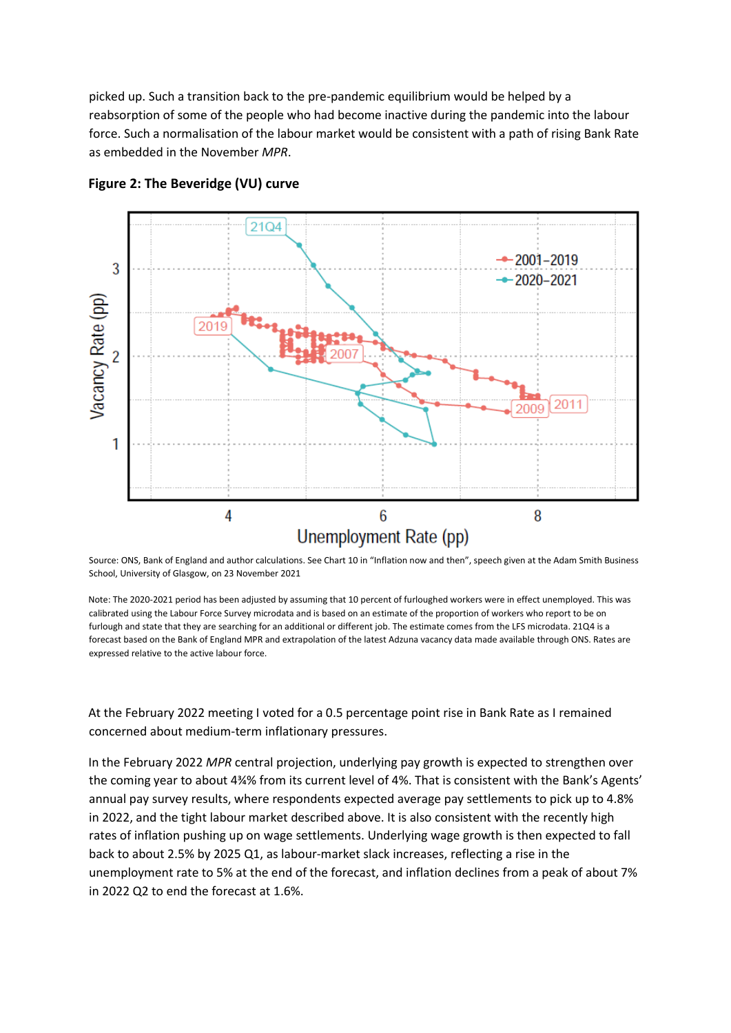picked up. Such a transition back to the pre-pandemic equilibrium would be helped by a reabsorption of some of the people who had become inactive during the pandemic into the labour force. Such a normalisation of the labour market would be consistent with a path of rising Bank Rate as embedded in the November *MPR*.

**Figure 2: The Beveridge (VU) curve**

Source: ONS, Bank of England and author calculations. See Chart 10 in "Inflation now and then", speech given at the Adam Smith Business School, University of Glasgow, on 23 November 2021

Note: The 2020-2021 period has been adjusted by assuming that 10 percent of furloughed workers were in effect unemployed. This was calibrated using the Labour Force Survey microdata and is based on an estimate of the proportion of workers who report to be on furlough and state that they are searching for an additional or different job. The estimate comes from the LFS microdata. 21Q4 is a forecast based on the Bank of England MPR and extrapolation of the latest Adzuna vacancy data made available through ONS. Rates are expressed relative to the active labour force.

At the February 2022 meeting I voted for a 0.5 percentage point rise in Bank Rate as I remained concerned about medium-term inflationary pressures.

In the February 2022 *MPR* central projection, underlying pay growth is expected to strengthen over the coming year to about 4¾% from its current level of 4%. That is consistent with the Bank's Agents' annual pay survey results, where respondents expected average pay settlements to pick up to 4.8% in 2022, and the tight labour market described above. It is also consistent with the recently high rates of inflation pushing up on wage settlements. Underlying wage growth is then expected to fall back to about 2.5% by 2025 Q1, as labour-market slack increases, reflecting a rise in the unemployment rate to 5% at the end of the forecast, and inflation declines from a peak of about 7% in 2022 Q2 to end the forecast at 1.6%.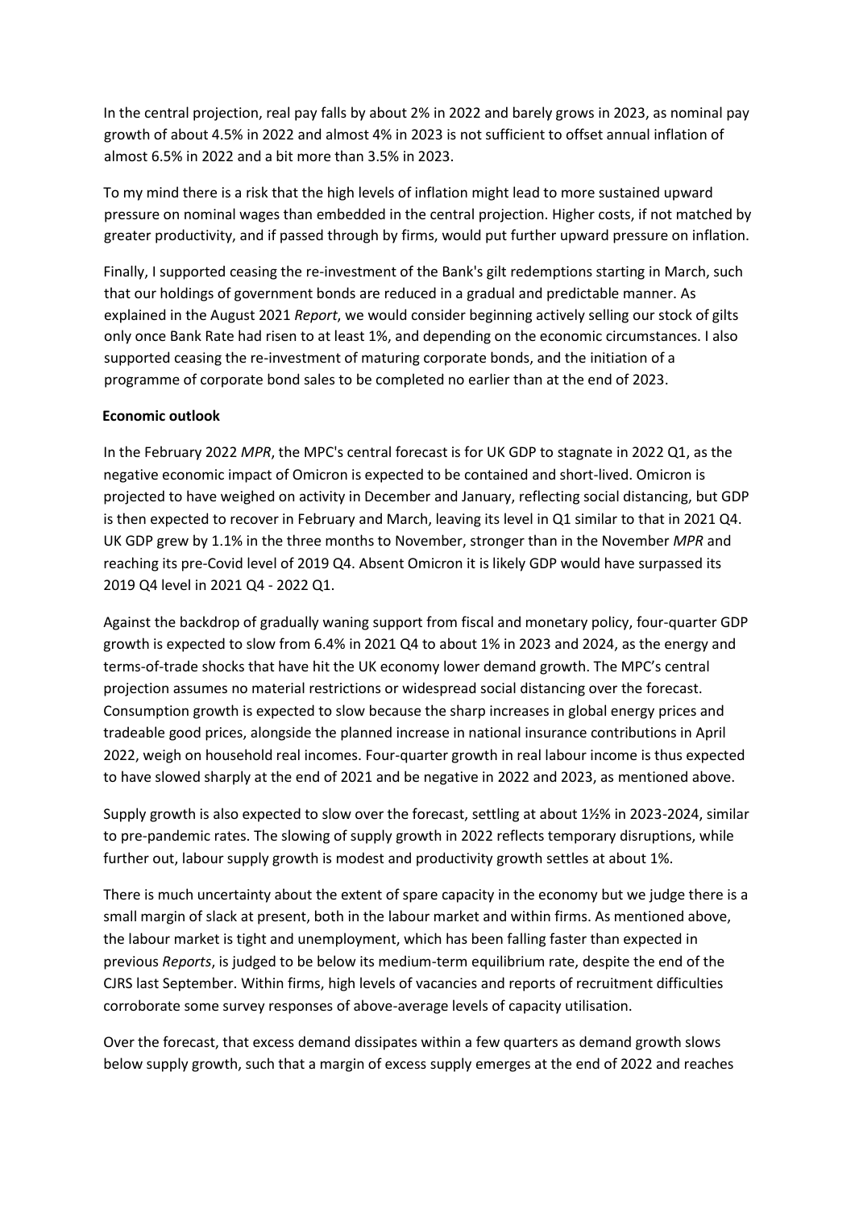In the central projection, real pay falls by about 2% in 2022 and barely grows in 2023, as nominal pay growth of about 4.5% in 2022 and almost 4% in 2023 is not sufficient to offset annual inflation of almost 6.5% in 2022 and a bit more than 3.5% in 2023.

To my mind there is a risk that the high levels of inflation might lead to more sustained upward pressure on nominal wages than embedded in the central projection. Higher costs, if not matched by greater productivity, and if passed through by firms, would put further upward pressure on inflation.

Finally, I supported ceasing the re-investment of the Bank's gilt redemptions starting in March, such that our holdings of government bonds are reduced in a gradual and predictable manner. As explained in the August 2021 *Report*, we would consider beginning actively selling our stock of gilts only once Bank Rate had risen to at least 1%, and depending on the economic circumstances. I also supported ceasing the re-investment of maturing corporate bonds, and the initiation of a programme of corporate bond sales to be completed no earlier than at the end of 2023.

**Economic outlook**

In the February 2022 *MPR*, the MPC's central forecast is for UK GDP to stagnate in 2022 Q1, as the negative economic impact of Omicron is expected to be contained and short-lived. Omicron is projected to have weighed on activity in December and January, reflecting social distancing, but GDP is then expected to recover in February and March, leaving its level in Q1 similar to that in 2021 Q4. UK GDP grew by 1.1% in the three months to November, stronger than in the November *MPR* and reaching its pre-Covid level of 2019 Q4. Absent Omicron it is likely GDP would have surpassed its 2019 Q4 level in 2021 Q4 - 2022 Q1.

Against the backdrop of gradually waning support from fiscal and monetary policy, four-quarter GDP growth is expected to slow from 6.4% in 2021 Q4 to about 1% in 2023 and 2024, as the energy and terms-of-trade shocks that have hit the UK economy lower demand growth. The MPC's central projection assumes no material restrictions or widespread social distancing over the forecast. Consumption growth is expected to slow because the sharp increases in global energy prices and tradeable good prices, alongside the planned increase in national insurance contributions in April 2022, weigh on household real incomes. Four-quarter growth in real labour income is thus expected to have slowed sharply at the end of 2021 and be negative in 2022 and 2023, as mentioned above.

Supply growth is also expected to slow over the forecast, settling at about 1½% in 2023-2024, similar to pre-pandemic rates. The slowing of supply growth in 2022 reflects temporary disruptions, while further out, labour supply growth is modest and productivity growth settles at about 1%.

There is much uncertainty about the extent of spare capacity in the economy but we judge there is a small margin of slack at present, both in the labour market and within firms. As mentioned above, the labour market is tight and unemployment, which has been falling faster than expected in previous *Reports*, is judged to be below its medium-term equilibrium rate, despite the end of the CJRS last September. Within firms, high levels of vacancies and reports of recruitment difficulties corroborate some survey responses of above-average levels of capacity utilisation.

Over the forecast, that excess demand dissipates within a few quarters as demand growth slows below supply growth, such that a margin of excess supply emerges at the end of 2022 and reaches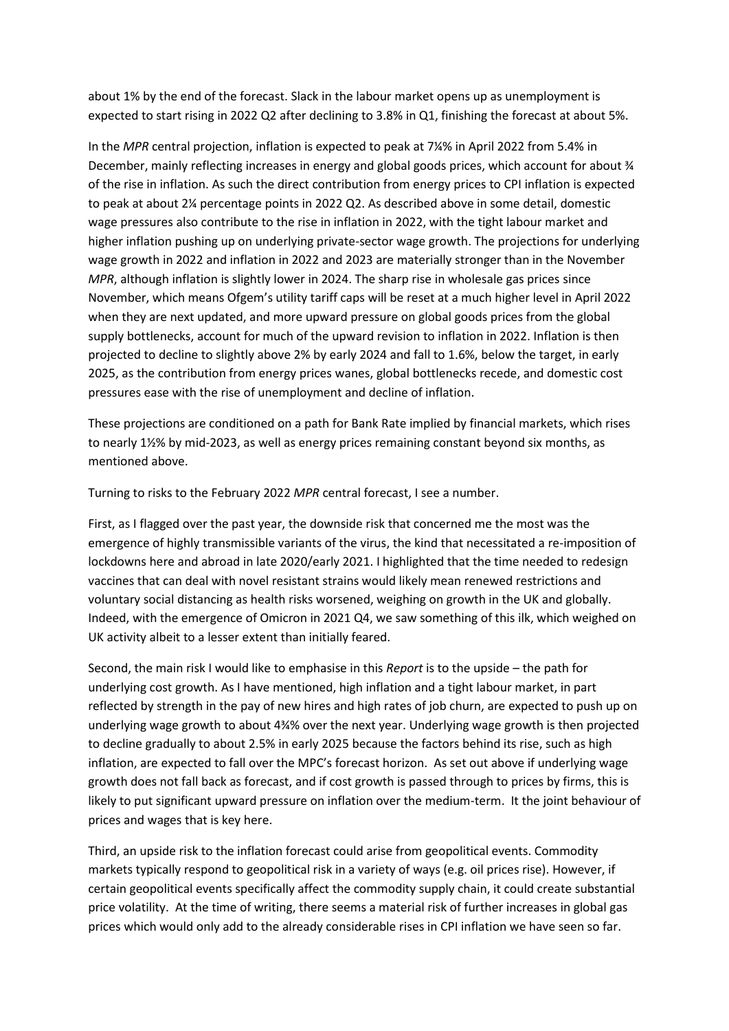about 1% by the end of the forecast. Slack in the labour market opens up as unemployment is expected to start rising in 2022 Q2 after declining to 3.8% in Q1, finishing the forecast at about 5%.

In the *MPR* central projection, inflation is expected to peak at 7¼% in April 2022 from 5.4% in December, mainly reflecting increases in energy and global goods prices, which account for about ¾ of the rise in inflation. As such the direct contribution from energy prices to CPI inflation is expected to peak at about 2¼ percentage points in 2022 Q2. As described above in some detail, domestic wage pressures also contribute to the rise in inflation in 2022, with the tight labour market and higher inflation pushing up on underlying private-sector wage growth. The projections for underlying wage growth in 2022 and inflation in 2022 and 2023 are materially stronger than in the November *MPR*, although inflation is slightly lower in 2024. The sharp rise in wholesale gas prices since November, which means Ofgem's utility tariff caps will be reset at a much higher level in April 2022 when they are next updated, and more upward pressure on global goods prices from the global supply bottlenecks, account for much of the upward revision to inflation in 2022. Inflation is then projected to decline to slightly above 2% by early 2024 and fall to 1.6%, below the target, in early 2025, as the contribution from energy prices wanes, global bottlenecks recede, and domestic cost pressures ease with the rise of unemployment and decline of inflation.

These projections are conditioned on a path for Bank Rate implied by financial markets, which rises to nearly 1½% by mid-2023, as well as energy prices remaining constant beyond six months, as mentioned above.

Turning to risks to the February 2022 *MPR* central forecast, I see a number.

First, as I flagged over the past year, the downside risk that concerned me the most was the emergence of highly transmissible variants of the virus, the kind that necessitated a re-imposition of lockdowns here and abroad in late 2020/early 2021. I highlighted that the time needed to redesign vaccines that can deal with novel resistant strains would likely mean renewed restrictions and voluntary social distancing as health risks worsened, weighing on growth in the UK and globally. Indeed, with the emergence of Omicron in 2021 Q4, we saw something of this ilk, which weighed on UK activity albeit to a lesser extent than initially feared.

Second, the main risk I would like to emphasise in this *Report* is to the upside – the path for underlying cost growth. As I have mentioned, high inflation and a tight labour market, in part reflected by strength in the pay of new hires and high rates of job churn, are expected to push up on underlying wage growth to about 4¾% over the next year. Underlying wage growth is then projected to decline gradually to about 2.5% in early 2025 because the factors behind its rise, such as high inflation, are expected to fall over the MPC's forecast horizon. As set out above if underlying wage growth does not fall back as forecast, and if cost growth is passed through to prices by firms, this is likely to put significant upward pressure on inflation over the medium-term. It the joint behaviour of prices and wages that is key here.

Third, an upside risk to the inflation forecast could arise from geopolitical events. Commodity markets typically respond to geopolitical risk in a variety of ways (e.g. oil prices rise). However, if certain geopolitical events specifically affect the commodity supply chain, it could create substantial price volatility. At the time of writing, there seems a material risk of further increases in global gas prices which would only add to the already considerable rises in CPI inflation we have seen so far.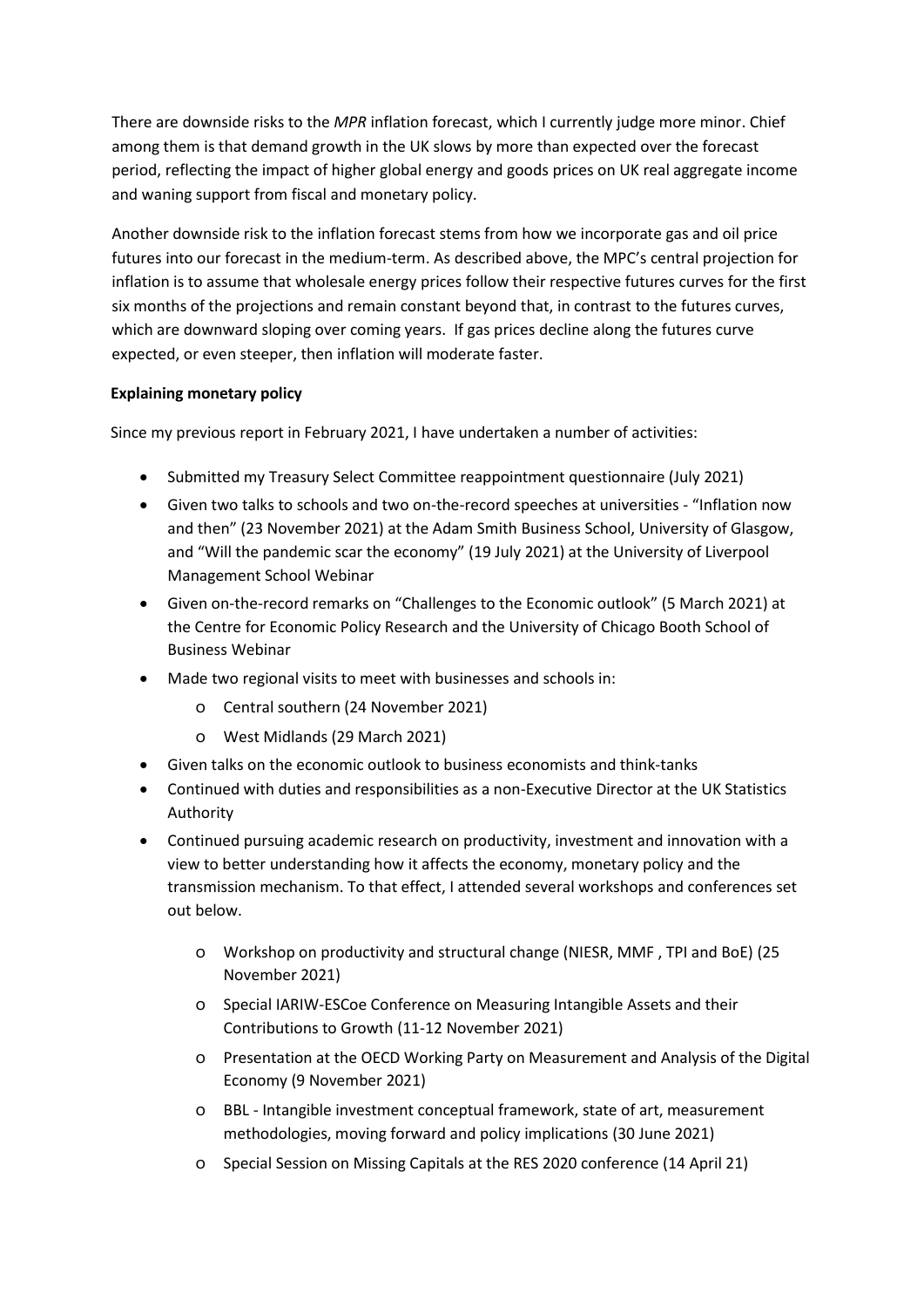There are downside risks to the *MPR* inflation forecast, which I currently judge more minor. Chief among them is that demand growth in the UK slows by more than expected over the forecast period, reflecting the impact of higher global energy and goods prices on UK real aggregate income and waning support from fiscal and monetary policy.

Another downside risk to the inflation forecast stems from how we incorporate gas and oil price futures into our forecast in the medium-term. As described above, the MPC's central projection for inflation is to assume that wholesale energy prices follow their respective futures curves for the first six months of the projections and remain constant beyond that, in contrast to the futures curves, which are downward sloping over coming years. If gas prices decline along the futures curve expected, or even steeper, then inflation will moderate faster.

**Explaining monetary policy**

Since my previous report in February 2021, I have undertaken a number of activities:

- Submitted my Treasury Select Committee reappointment questionnaire (July 2021)
- Given two talks to schools and two on-the-record speeches at universities - "Inflation now and then" (23 November 2021) at the Adam Smith Business School, University of Glasgow, and "Will the pandemic scar the economy" (19 July 2021) at the University of Liverpool Management School Webinar
- Given on-the-record remarks on "Challenges to the Economic outlook" (5 March 2021) at the Centre for Economic Policy Research and the University of Chicago Booth School of Business Webinar
- Made two regional visits to meet with businesses and schools in:
  - Central southern (24 November 2021)
  - West Midlands (29 March 2021)
- Given talks on the economic outlook to business economists and think-tanks
- Continued with duties and responsibilities as a non-Executive Director at the UK Statistics Authority
- Continued pursuing academic research on productivity, investment and innovation with a view to better understanding how it affects the economy, monetary policy and the transmission mechanism. To that effect, I attended several workshops and conferences set out below.
  - Workshop on productivity and structural change (NIESR, MMF , TPI and BoE) (25 November 2021)
  - Special IARIW-ESCoe Conference on Measuring Intangible Assets and their Contributions to Growth (11-12 November 2021)
  - Presentation at the OECD Working Party on Measurement and Analysis of the Digital Economy (9 November 2021)
  - BBL - Intangible investment conceptual framework, state of art, measurement methodologies, moving forward and policy implications (30 June 2021)
  - Special Session on Missing Capitals at the RES 2020 conference (14 April 21)